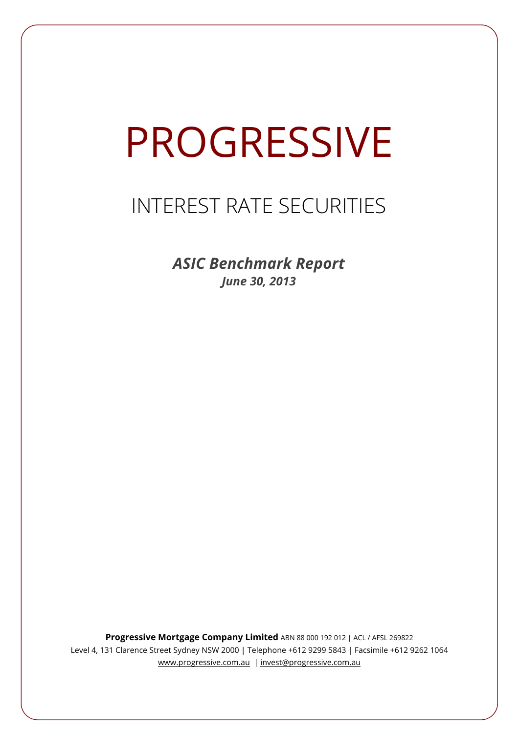# PROGRESSIVE

## INTEREST RATE SECURITIES

***ASIC Benchmark Report***

***June 30, 2013***

**Progressive Mortgage Company Limited** ABN 88 000 192 012 | ACL / AFSL 269822

Level 4, 131 Clarence Street Sydney NSW 2000 | Telephone +612 9299 5843 | Facsimile +612 9262 1064

www.progressive.com.au | invest@progressive.com.au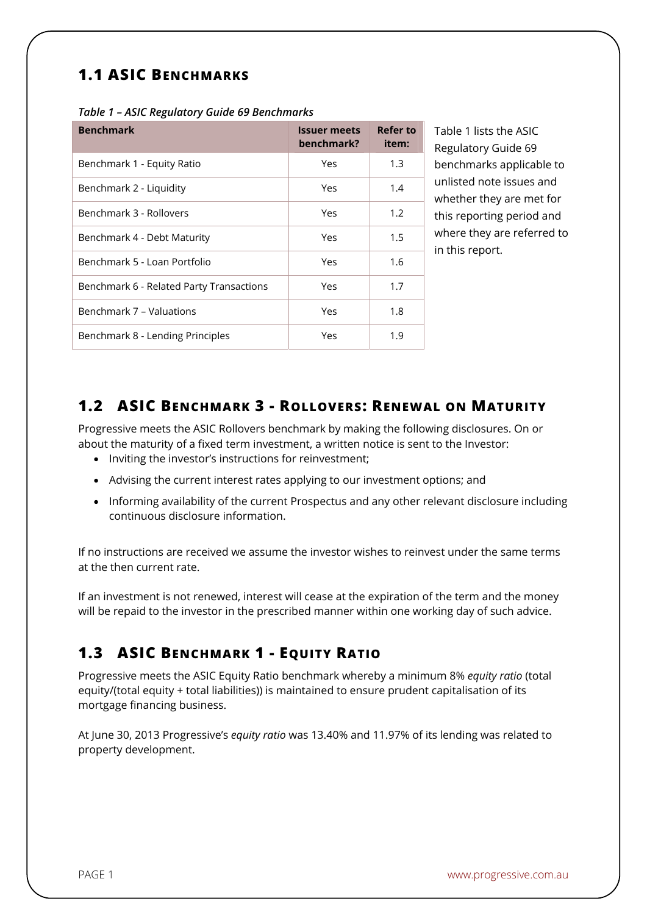## 1.1 ASIC Benchmarks

*Table 1 – ASIC Regulatory Guide 69 Benchmarks*

| Benchmark | Issuer meets benchmark? | Refer to item: |
|---|---|---|
| Benchmark 1 - Equity Ratio | Yes | 1.3 |
| Benchmark 2 - Liquidity | Yes | 1.4 |
| Benchmark 3 - Rollovers | Yes | 1.2 |
| Benchmark 4 - Debt Maturity | Yes | 1.5 |
| Benchmark 5 - Loan Portfolio | Yes | 1.6 |
| Benchmark 6 - Related Party Transactions | Yes | 1.7 |
| Benchmark 7 – Valuations | Yes | 1.8 |
| Benchmark 8 - Lending Principles | Yes | 1.9 |

Table 1 lists the ASIC Regulatory Guide 69 benchmarks applicable to unlisted note issues and whether they are met for this reporting period and where they are referred to in this report.

## 1.2 ASIC Benchmark 3 - Rollovers: Renewal on Maturity

Progressive meets the ASIC Rollovers benchmark by making the following disclosures. On or about the maturity of a fixed term investment, a written notice is sent to the Investor:

- Inviting the investor's instructions for reinvestment;
- Advising the current interest rates applying to our investment options; and
- Informing availability of the current Prospectus and any other relevant disclosure including continuous disclosure information.

If no instructions are received we assume the investor wishes to reinvest under the same terms at the then current rate.

If an investment is not renewed, interest will cease at the expiration of the term and the money will be repaid to the investor in the prescribed manner within one working day of such advice.

## 1.3 ASIC Benchmark 1 - Equity Ratio

Progressive meets the ASIC Equity Ratio benchmark whereby a minimum 8% *equity ratio* (total equity/(total equity + total liabilities)) is maintained to ensure prudent capitalisation of its mortgage financing business.

At June 30, 2013 Progressive's *equity ratio* was 13.40% and 11.97% of its lending was related to property development.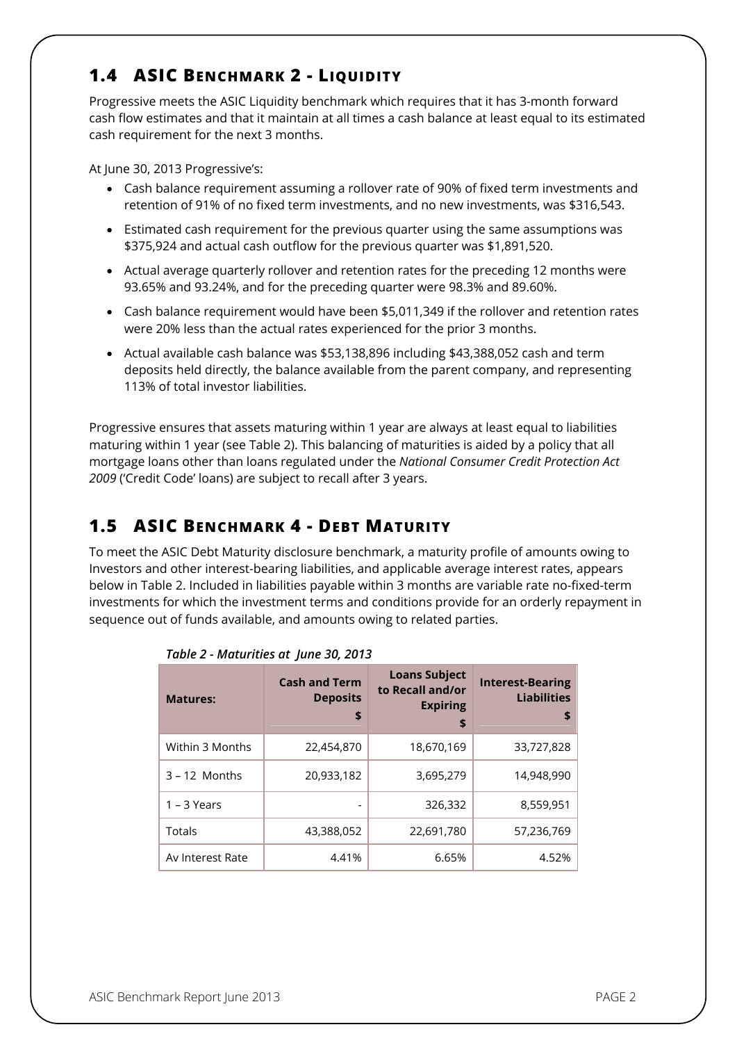## 1.4 ASIC Benchmark 2 - Liquidity

Progressive meets the ASIC Liquidity benchmark which requires that it has 3-month forward cash flow estimates and that it maintain at all times a cash balance at least equal to its estimated cash requirement for the next 3 months.

At June 30, 2013 Progressive's:

- Cash balance requirement assuming a rollover rate of 90% of fixed term investments and retention of 91% of no fixed term investments, and no new investments, was $316,543.
- Estimated cash requirement for the previous quarter using the same assumptions was $375,924 and actual cash outflow for the previous quarter was $1,891,520.
- Actual average quarterly rollover and retention rates for the preceding 12 months were 93.65% and 93.24%, and for the preceding quarter were 98.3% and 89.60%.
- Cash balance requirement would have been $5,011,349 if the rollover and retention rates were 20% less than the actual rates experienced for the prior 3 months.
- Actual available cash balance was $53,138,896 including $43,388,052 cash and term deposits held directly, the balance available from the parent company, and representing 113% of total investor liabilities.

Progressive ensures that assets maturing within 1 year are always at least equal to liabilities maturing within 1 year (see Table 2). This balancing of maturities is aided by a policy that all mortgage loans other than loans regulated under the *National Consumer Credit Protection Act 2009* ('Credit Code' loans) are subject to recall after 3 years.

## 1.5 ASIC Benchmark 4 - Debt Maturity

To meet the ASIC Debt Maturity disclosure benchmark, a maturity profile of amounts owing to Investors and other interest-bearing liabilities, and applicable average interest rates, appears below in Table 2. Included in liabilities payable within 3 months are variable rate no-fixed-term investments for which the investment terms and conditions provide for an orderly repayment in sequence out of funds available, and amounts owing to related parties.

*Table 2 - Maturities at June 30, 2013*

| Matures: | Cash and Term Deposits $ | Loans Subject to Recall and/or Expiring $ | Interest-Bearing Liabilities $ |
|---|---|---|---|
| Within 3 Months | 22,454,870 | 18,670,169 | 33,727,828 |
| 3 – 12 Months | 20,933,182 | 3,695,279 | 14,948,990 |
| 1 – 3 Years | - | 326,332 | 8,559,951 |
| Totals | 43,388,052 | 22,691,780 | 57,236,769 |
| Av Interest Rate | 4.41% | 6.65% | 4.52% |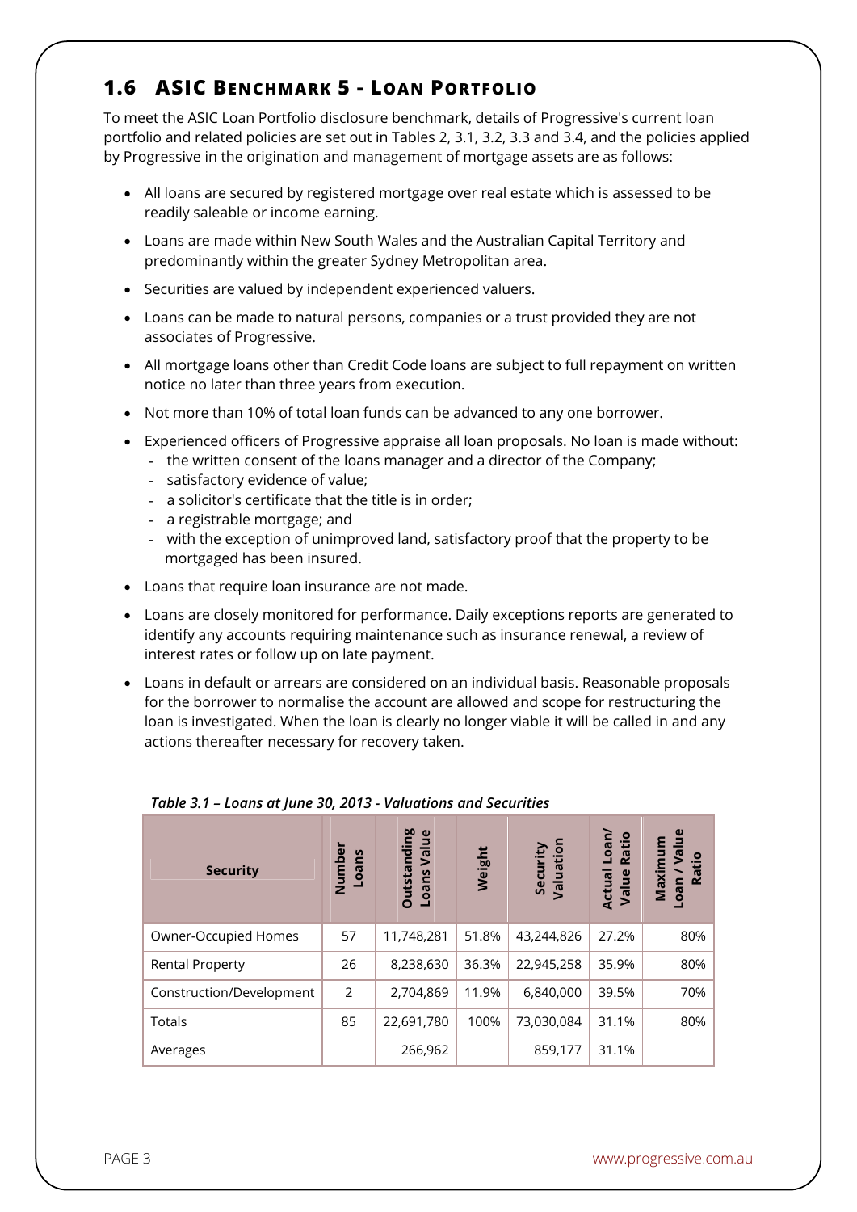## 1.6 ASIC Benchmark 5 - Loan Portfolio

To meet the ASIC Loan Portfolio disclosure benchmark, details of Progressive's current loan portfolio and related policies are set out in Tables 2, 3.1, 3.2, 3.3 and 3.4, and the policies applied by Progressive in the origination and management of mortgage assets are as follows:

- All loans are secured by registered mortgage over real estate which is assessed to be readily saleable or income earning.
- Loans are made within New South Wales and the Australian Capital Territory and predominantly within the greater Sydney Metropolitan area.
- Securities are valued by independent experienced valuers.
- Loans can be made to natural persons, companies or a trust provided they are not associates of Progressive.
- All mortgage loans other than Credit Code loans are subject to full repayment on written notice no later than three years from execution.
- Not more than 10% of total loan funds can be advanced to any one borrower.
- Experienced officers of Progressive appraise all loan proposals. No loan is made without:
  - the written consent of the loans manager and a director of the Company;
  - satisfactory evidence of value;
  - a solicitor's certificate that the title is in order;
  - a registrable mortgage; and
  - with the exception of unimproved land, satisfactory proof that the property to be mortgaged has been insured.
- Loans that require loan insurance are not made.
- Loans are closely monitored for performance. Daily exceptions reports are generated to identify any accounts requiring maintenance such as insurance renewal, a review of interest rates or follow up on late payment.
- Loans in default or arrears are considered on an individual basis. Reasonable proposals for the borrower to normalise the account are allowed and scope for restructuring the loan is investigated. When the loan is clearly no longer viable it will be called in and any actions thereafter necessary for recovery taken.

*Table 3.1 – Loans at June 30, 2013 - Valuations and Securities*

| Security | Number Loans | Outstanding Loans Value | Weight | Security Valuation | Actual Loan/ Value Ratio | Maximum Loan / Value Ratio |
|---|---|---|---|---|---|---|
| Owner-Occupied Homes | 57 | 11,748,281 | 51.8% | 43,244,826 | 27.2% | 80% |
| Rental Property | 26 | 8,238,630 | 36.3% | 22,945,258 | 35.9% | 80% |
| Construction/Development | 2 | 2,704,869 | 11.9% | 6,840,000 | 39.5% | 70% |
| Totals | 85 | 22,691,780 | 100% | 73,030,084 | 31.1% | 80% |
| Averages | | 266,962 | | 859,177 | 31.1% | |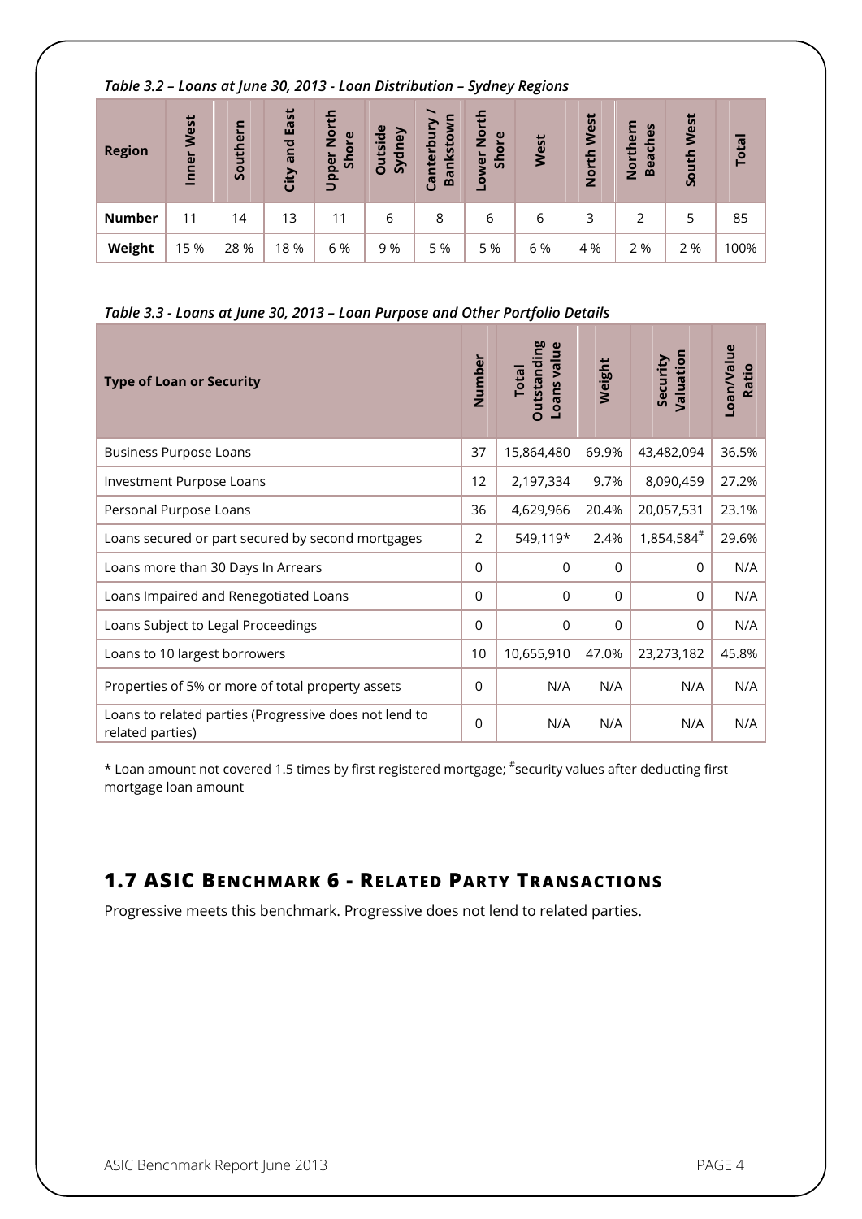*Table 3.2 – Loans at June 30, 2013 - Loan Distribution – Sydney Regions*

| Region | Inner West | Southern | City and East | Upper North Shore | Outside Sydney | Canterbury / Bankstown | Lower North Shore | West | North West | Northern Beaches | South West | Total |
|---|---|---|---|---|---|---|---|---|---|---|---|---|
| **Number** | 11 | 14 | 13 | 11 | 6 | 8 | 6 | 6 | 3 | 2 | 5 | 85 |
| **Weight** | 15 % | 28 % | 18 % | 6 % | 9 % | 5 % | 5 % | 6 % | 4 % | 2 % | 2 % | 100% |

*Table 3.3 - Loans at June 30, 2013 – Loan Purpose and Other Portfolio Details*

| Type of Loan or Security | Number | Total Outstanding Loans value | Weight | Security Valuation | Loan/Value Ratio |
|---|---|---|---|---|---|
| Business Purpose Loans | 37 | 15,864,480 | 69.9% | 43,482,094 | 36.5% |
| Investment Purpose Loans | 12 | 2,197,334 | 9.7% | 8,090,459 | 27.2% |
| Personal Purpose Loans | 36 | 4,629,966 | 20.4% | 20,057,531 | 23.1% |
| Loans secured or part secured by second mortgages | 2 | 549,119* | 2.4% | 1,854,584# | 29.6% |
| Loans more than 30 Days In Arrears | 0 | 0 | 0 | 0 | N/A |
| Loans Impaired and Renegotiated Loans | 0 | 0 | 0 | 0 | N/A |
| Loans Subject to Legal Proceedings | 0 | 0 | 0 | 0 | N/A |
| Loans to 10 largest borrowers | 10 | 10,655,910 | 47.0% | 23,273,182 | 45.8% |
| Properties of 5% or more of total property assets | 0 | N/A | N/A | N/A | N/A |
| Loans to related parties (Progressive does not lend to related parties) | 0 | N/A | N/A | N/A | N/A |

* Loan amount not covered 1.5 times by first registered mortgage; #security values after deducting first mortgage loan amount

## 1.7 ASIC Benchmark 6 - Related Party Transactions

Progressive meets this benchmark. Progressive does not lend to related parties.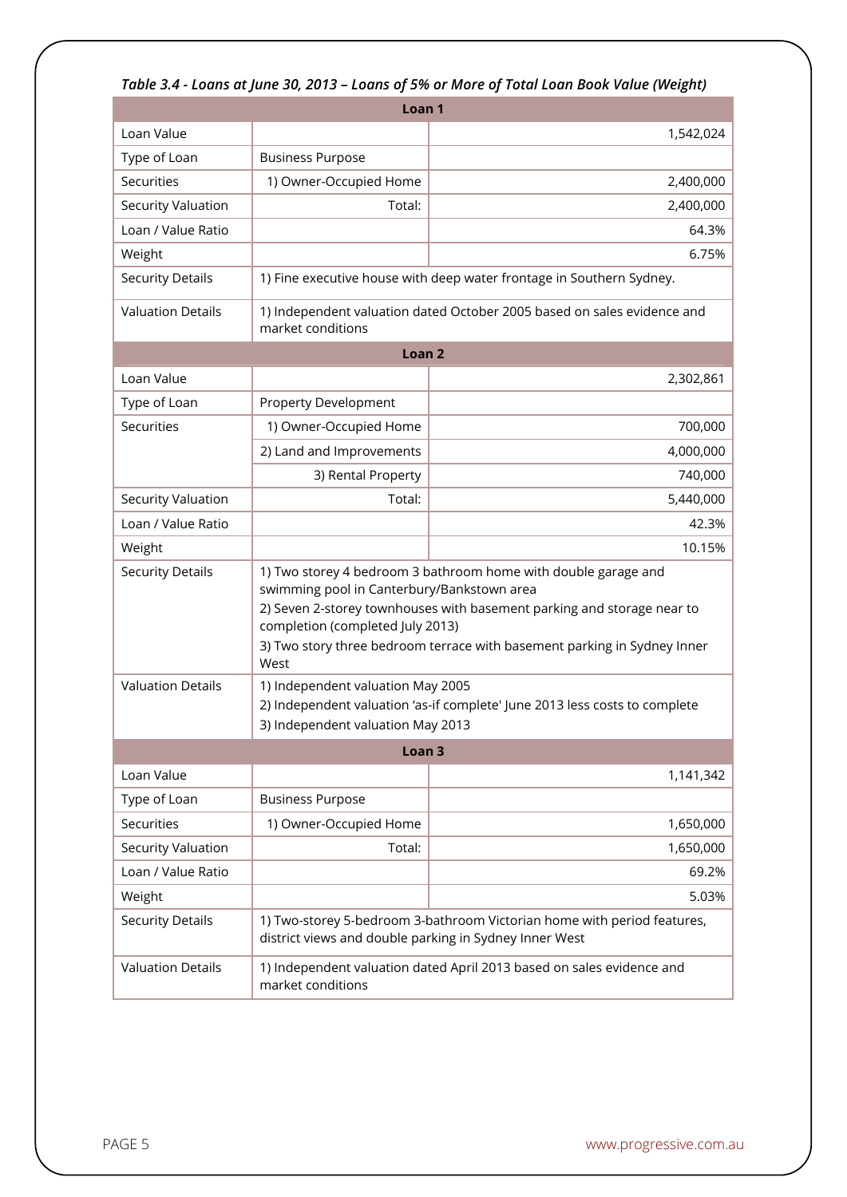*Table 3.4 - Loans at June 30, 2013 – Loans of 5% or More of Total Loan Book Value (Weight)*

| **Loan 1** | | |
|---|---|---|
| Loan Value | | 1,542,024 |
| Type of Loan | Business Purpose | |
| Securities | 1) Owner-Occupied Home | 2,400,000 |
| Security Valuation | Total: | 2,400,000 |
| Loan / Value Ratio | | 64.3% |
| Weight | | 6.75% |
| Security Details | 1) Fine executive house with deep water frontage in Southern Sydney. | |
| Valuation Details | 1) Independent valuation dated October 2005 based on sales evidence and market conditions | |
| **Loan 2** | | |
| Loan Value | | 2,302,861 |
| Type of Loan | Property Development | |
| Securities | 1) Owner-Occupied Home | 700,000 |
| | 2) Land and Improvements | 4,000,000 |
| | 3) Rental Property | 740,000 |
| Security Valuation | Total: | 5,440,000 |
| Loan / Value Ratio | | 42.3% |
| Weight | | 10.15% |
| Security Details | 1) Two storey 4 bedroom 3 bathroom home with double garage and swimming pool in Canterbury/Bankstown area<br>2) Seven 2-storey townhouses with basement parking and storage near to completion (completed July 2013)<br>3) Two story three bedroom terrace with basement parking in Sydney Inner West | |
| Valuation Details | 1) Independent valuation May 2005<br>2) Independent valuation 'as-if complete' June 2013 less costs to complete<br>3) Independent valuation May 2013 | |
| **Loan 3** | | |
| Loan Value | | 1,141,342 |
| Type of Loan | Business Purpose | |
| Securities | 1) Owner-Occupied Home | 1,650,000 |
| Security Valuation | Total: | 1,650,000 |
| Loan / Value Ratio | | 69.2% |
| Weight | | 5.03% |
| Security Details | 1) Two-storey 5-bedroom 3-bathroom Victorian home with period features, district views and double parking in Sydney Inner West | |
| Valuation Details | 1) Independent valuation dated April 2013 based on sales evidence and market conditions | |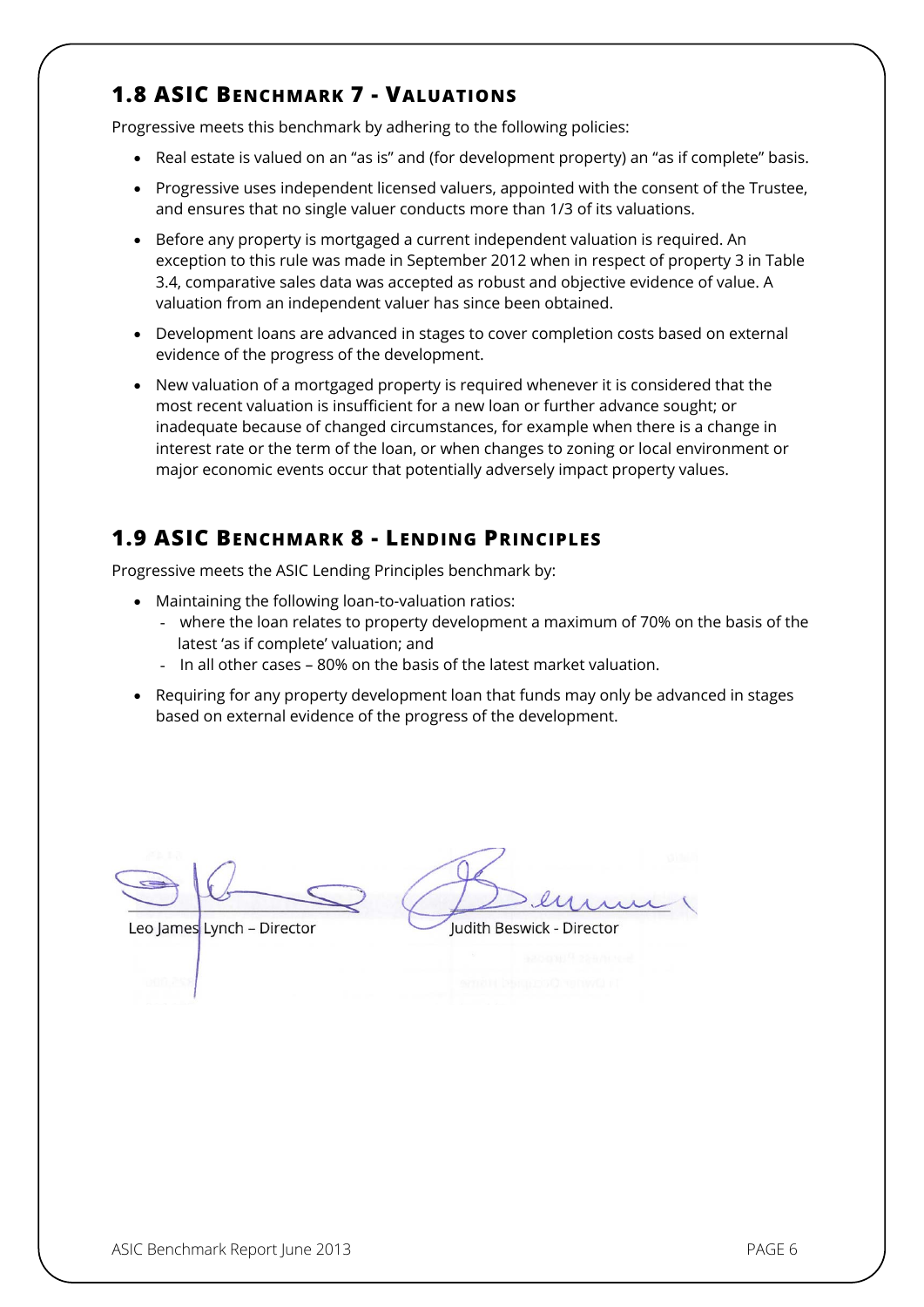## 1.8 ASIC Benchmark 7 - Valuations

Progressive meets this benchmark by adhering to the following policies:

- Real estate is valued on an "as is" and (for development property) an "as if complete" basis.
- Progressive uses independent licensed valuers, appointed with the consent of the Trustee, and ensures that no single valuer conducts more than 1/3 of its valuations.
- Before any property is mortgaged a current independent valuation is required. An exception to this rule was made in September 2012 when in respect of property 3 in Table 3.4, comparative sales data was accepted as robust and objective evidence of value. A valuation from an independent valuer has since been obtained.
- Development loans are advanced in stages to cover completion costs based on external evidence of the progress of the development.
- New valuation of a mortgaged property is required whenever it is considered that the most recent valuation is insufficient for a new loan or further advance sought; or inadequate because of changed circumstances, for example when there is a change in interest rate or the term of the loan, or when changes to zoning or local environment or major economic events occur that potentially adversely impact property values.

## 1.9 ASIC Benchmark 8 - Lending Principles

Progressive meets the ASIC Lending Principles benchmark by:

- Maintaining the following loan-to-valuation ratios:
  - where the loan relates to property development a maximum of 70% on the basis of the latest 'as if complete' valuation; and
  - In all other cases – 80% on the basis of the latest market valuation.
- Requiring for any property development loan that funds may only be advanced in stages based on external evidence of the progress of the development.

Leo James Lynch – Director

Judith Beswick - Director